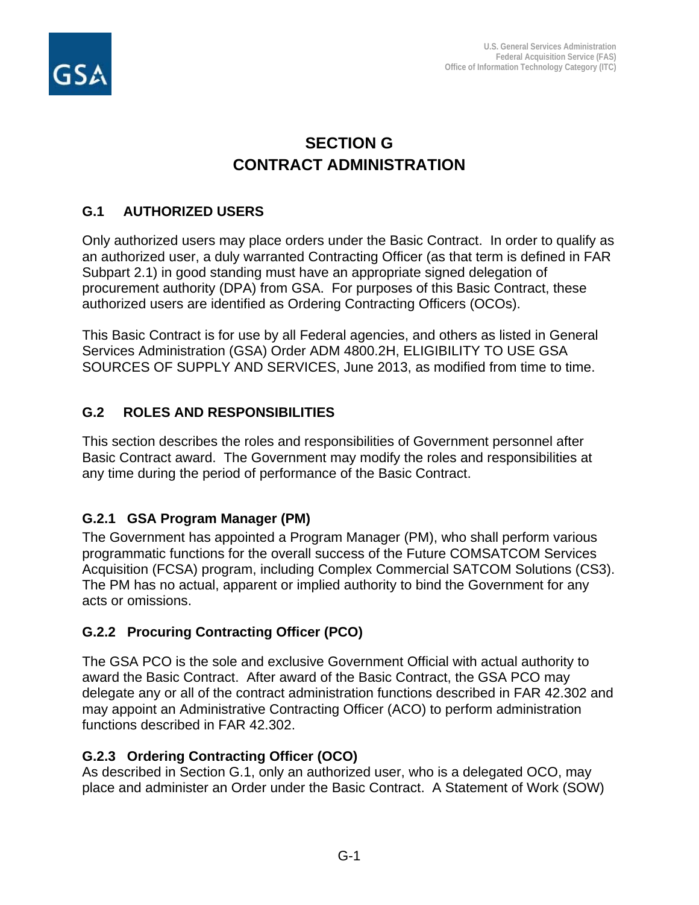# SECTION G
# CONTRACT ADMINISTRATION

## G.1 AUTHORIZED USERS

Only authorized users may place orders under the Basic Contract. In order to qualify as an authorized user, a duly warranted Contracting Officer (as that term is defined in FAR Subpart 2.1) in good standing must have an appropriate signed delegation of procurement authority (DPA) from GSA. For purposes of this Basic Contract, these authorized users are identified as Ordering Contracting Officers (OCOs).

This Basic Contract is for use by all Federal agencies, and others as listed in General Services Administration (GSA) Order ADM 4800.2H, ELIGIBILITY TO USE GSA SOURCES OF SUPPLY AND SERVICES, June 2013, as modified from time to time.

## G.2 ROLES AND RESPONSIBILITIES

This section describes the roles and responsibilities of Government personnel after Basic Contract award. The Government may modify the roles and responsibilities at any time during the period of performance of the Basic Contract.

### G.2.1 GSA Program Manager (PM)

The Government has appointed a Program Manager (PM), who shall perform various programmatic functions for the overall success of the Future COMSATCOM Services Acquisition (FCSA) program, including Complex Commercial SATCOM Solutions (CS3). The PM has no actual, apparent or implied authority to bind the Government for any acts or omissions.

### G.2.2 Procuring Contracting Officer (PCO)

The GSA PCO is the sole and exclusive Government Official with actual authority to award the Basic Contract. After award of the Basic Contract, the GSA PCO may delegate any or all of the contract administration functions described in FAR 42.302 and may appoint an Administrative Contracting Officer (ACO) to perform administration functions described in FAR 42.302.

### G.2.3 Ordering Contracting Officer (OCO)

As described in Section G.1, only an authorized user, who is a delegated OCO, may place and administer an Order under the Basic Contract. A Statement of Work (SOW)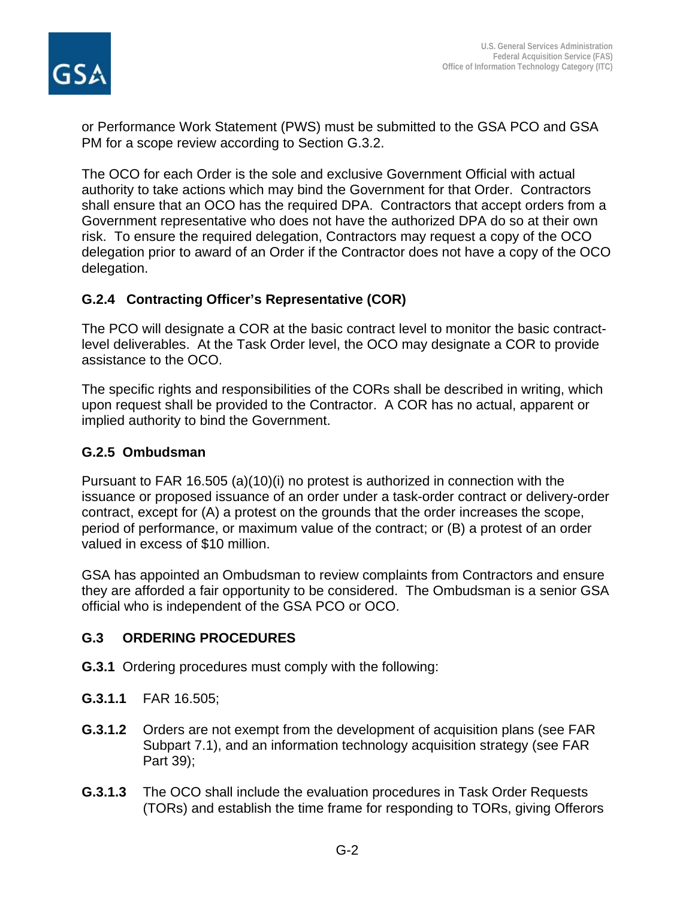or Performance Work Statement (PWS) must be submitted to the GSA PCO and GSA PM for a scope review according to Section G.3.2.

The OCO for each Order is the sole and exclusive Government Official with actual authority to take actions which may bind the Government for that Order. Contractors shall ensure that an OCO has the required DPA. Contractors that accept orders from a Government representative who does not have the authorized DPA do so at their own risk. To ensure the required delegation, Contractors may request a copy of the OCO delegation prior to award of an Order if the Contractor does not have a copy of the OCO delegation.

### G.2.4 Contracting Officer's Representative (COR)

The PCO will designate a COR at the basic contract level to monitor the basic contract-level deliverables. At the Task Order level, the OCO may designate a COR to provide assistance to the OCO.

The specific rights and responsibilities of the CORs shall be described in writing, which upon request shall be provided to the Contractor. A COR has no actual, apparent or implied authority to bind the Government.

### G.2.5 Ombudsman

Pursuant to FAR 16.505 (a)(10)(i) no protest is authorized in connection with the issuance or proposed issuance of an order under a task-order contract or delivery-order contract, except for (A) a protest on the grounds that the order increases the scope, period of performance, or maximum value of the contract; or (B) a protest of an order valued in excess of $10 million.

GSA has appointed an Ombudsman to review complaints from Contractors and ensure they are afforded a fair opportunity to be considered. The Ombudsman is a senior GSA official who is independent of the GSA PCO or OCO.

## G.3 ORDERING PROCEDURES

**G.3.1** Ordering procedures must comply with the following:

**G.3.1.1** FAR 16.505;

**G.3.1.2** Orders are not exempt from the development of acquisition plans (see FAR Subpart 7.1), and an information technology acquisition strategy (see FAR Part 39);

**G.3.1.3** The OCO shall include the evaluation procedures in Task Order Requests (TORs) and establish the time frame for responding to TORs, giving Offerors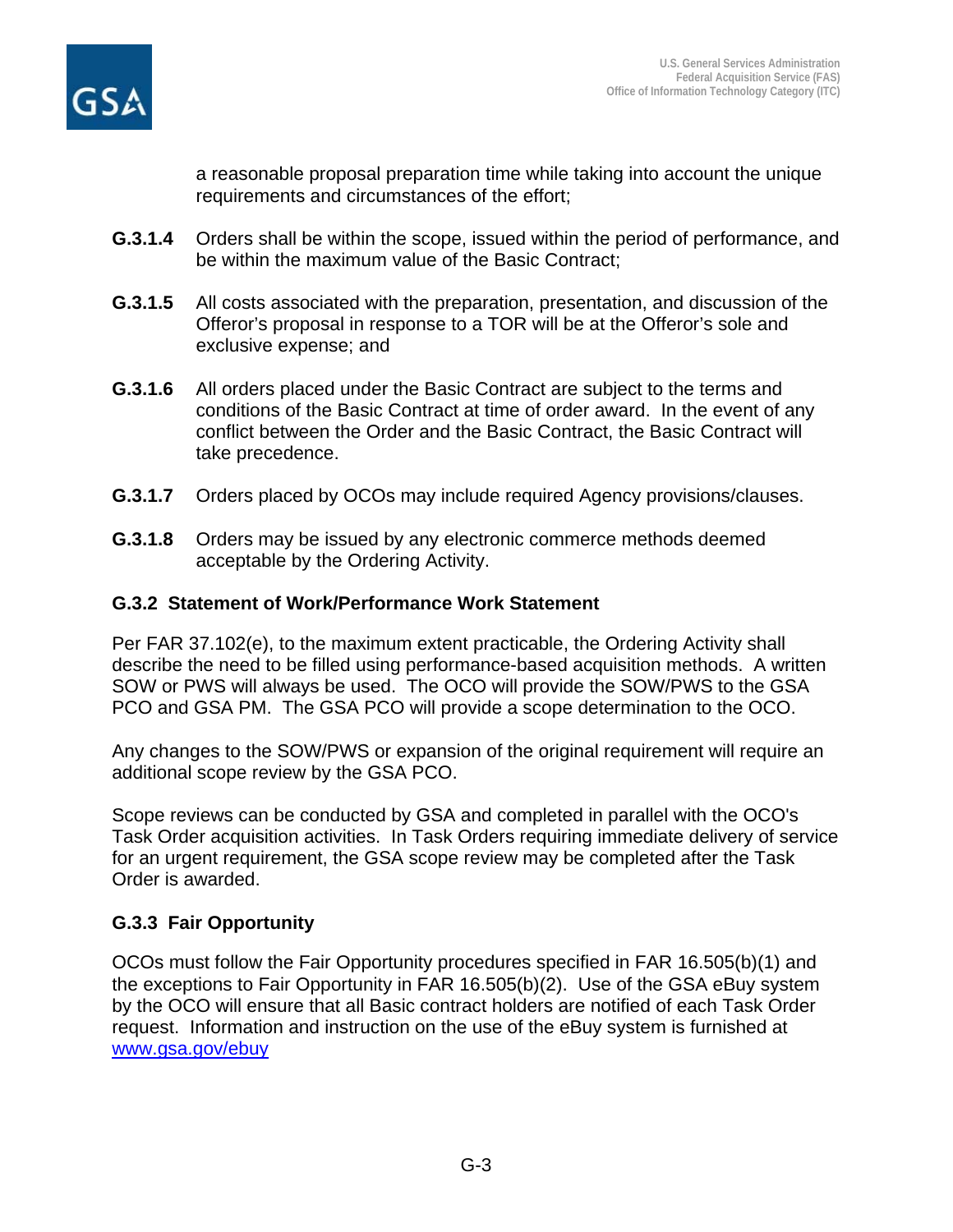a reasonable proposal preparation time while taking into account the unique requirements and circumstances of the effort;

**G.3.1.4** Orders shall be within the scope, issued within the period of performance, and be within the maximum value of the Basic Contract;

**G.3.1.5** All costs associated with the preparation, presentation, and discussion of the Offeror's proposal in response to a TOR will be at the Offeror's sole and exclusive expense; and

**G.3.1.6** All orders placed under the Basic Contract are subject to the terms and conditions of the Basic Contract at time of order award. In the event of any conflict between the Order and the Basic Contract, the Basic Contract will take precedence.

**G.3.1.7** Orders placed by OCOs may include required Agency provisions/clauses.

**G.3.1.8** Orders may be issued by any electronic commerce methods deemed acceptable by the Ordering Activity.

### G.3.2 Statement of Work/Performance Work Statement

Per FAR 37.102(e), to the maximum extent practicable, the Ordering Activity shall describe the need to be filled using performance-based acquisition methods. A written SOW or PWS will always be used. The OCO will provide the SOW/PWS to the GSA PCO and GSA PM. The GSA PCO will provide a scope determination to the OCO.

Any changes to the SOW/PWS or expansion of the original requirement will require an additional scope review by the GSA PCO.

Scope reviews can be conducted by GSA and completed in parallel with the OCO's Task Order acquisition activities. In Task Orders requiring immediate delivery of service for an urgent requirement, the GSA scope review may be completed after the Task Order is awarded.

### G.3.3 Fair Opportunity

OCOs must follow the Fair Opportunity procedures specified in FAR 16.505(b)(1) and the exceptions to Fair Opportunity in FAR 16.505(b)(2). Use of the GSA eBuy system by the OCO will ensure that all Basic contract holders are notified of each Task Order request. Information and instruction on the use of the eBuy system is furnished at [www.gsa.gov/ebuy](http://www.gsa.gov/ebuy)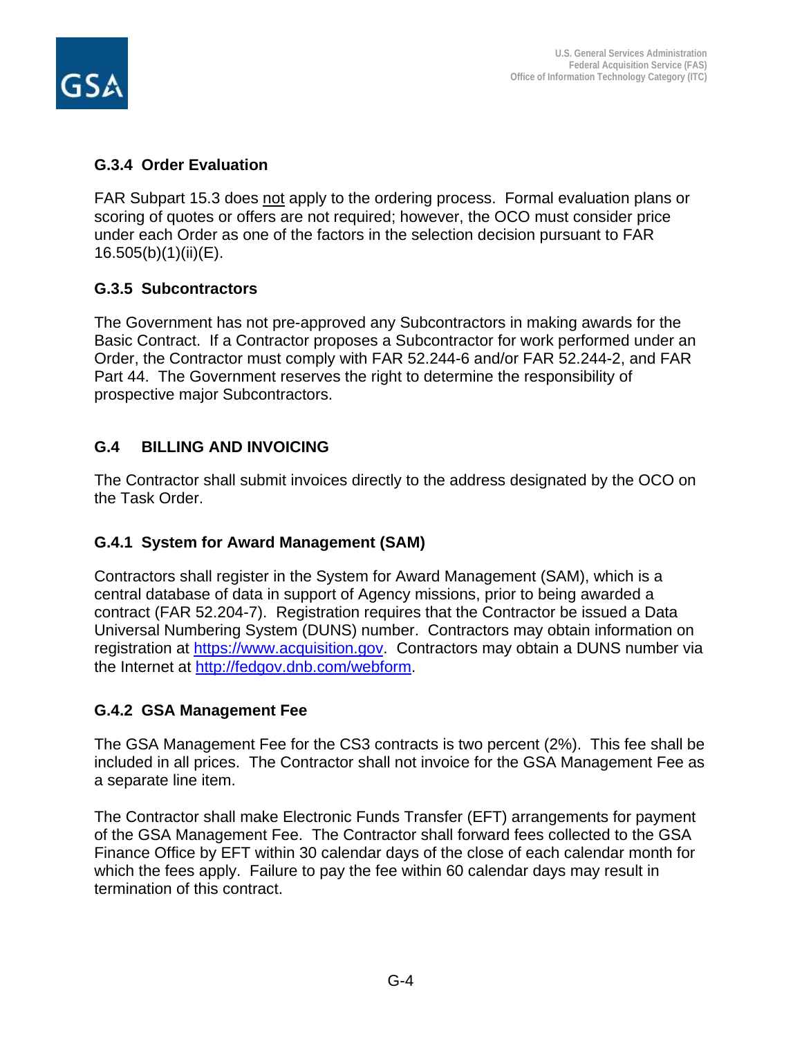### G.3.4 Order Evaluation

FAR Subpart 15.3 does not apply to the ordering process. Formal evaluation plans or scoring of quotes or offers are not required; however, the OCO must consider price under each Order as one of the factors in the selection decision pursuant to FAR 16.505(b)(1)(ii)(E).

### G.3.5 Subcontractors

The Government has not pre-approved any Subcontractors in making awards for the Basic Contract. If a Contractor proposes a Subcontractor for work performed under an Order, the Contractor must comply with FAR 52.244-6 and/or FAR 52.244-2, and FAR Part 44. The Government reserves the right to determine the responsibility of prospective major Subcontractors.

## G.4 BILLING AND INVOICING

The Contractor shall submit invoices directly to the address designated by the OCO on the Task Order.

### G.4.1 System for Award Management (SAM)

Contractors shall register in the System for Award Management (SAM), which is a central database of data in support of Agency missions, prior to being awarded a contract (FAR 52.204-7). Registration requires that the Contractor be issued a Data Universal Numbering System (DUNS) number. Contractors may obtain information on registration at https://www.acquisition.gov. Contractors may obtain a DUNS number via the Internet at http://fedgov.dnb.com/webform.

### G.4.2 GSA Management Fee

The GSA Management Fee for the CS3 contracts is two percent (2%). This fee shall be included in all prices. The Contractor shall not invoice for the GSA Management Fee as a separate line item.

The Contractor shall make Electronic Funds Transfer (EFT) arrangements for payment of the GSA Management Fee. The Contractor shall forward fees collected to the GSA Finance Office by EFT within 30 calendar days of the close of each calendar month for which the fees apply. Failure to pay the fee within 60 calendar days may result in termination of this contract.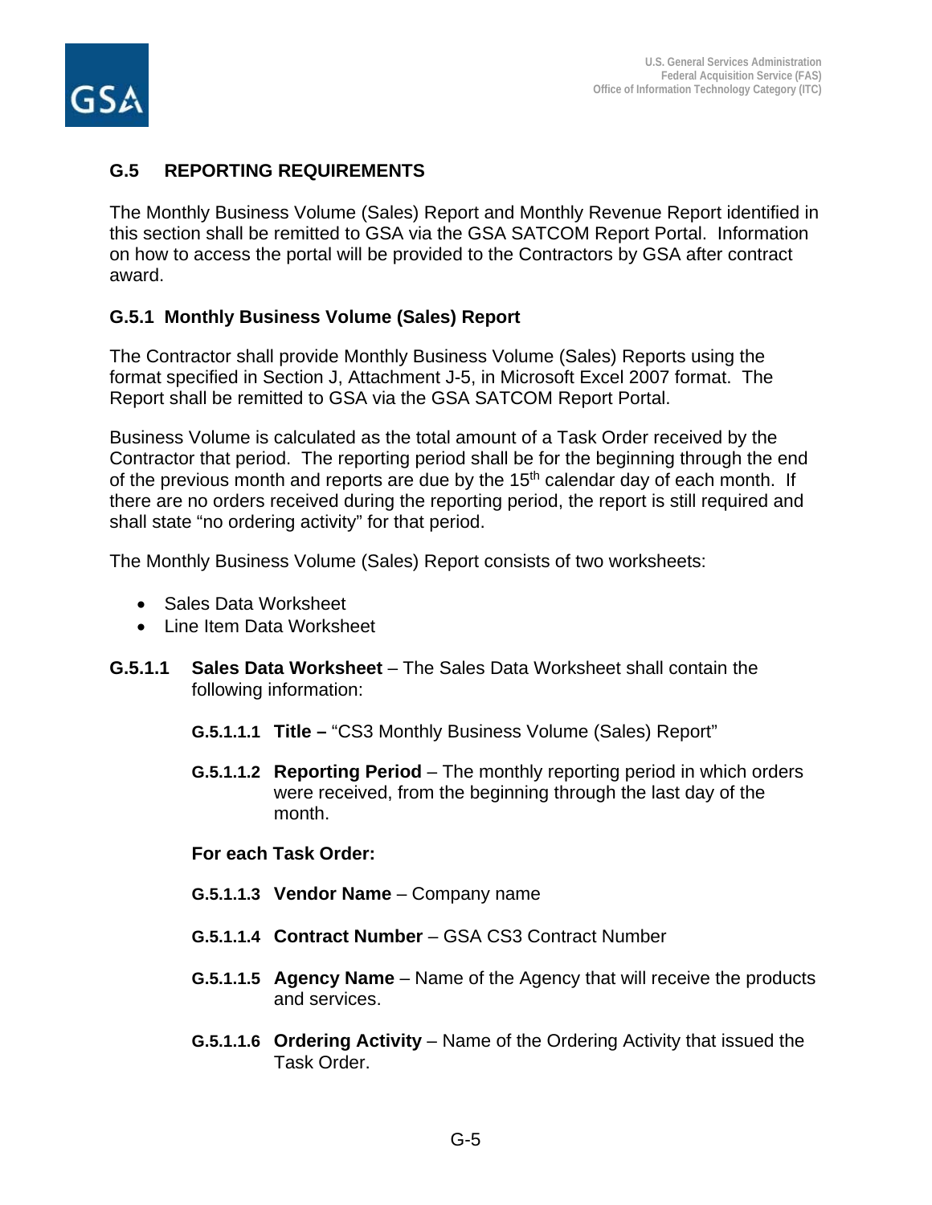## G.5 REPORTING REQUIREMENTS

The Monthly Business Volume (Sales) Report and Monthly Revenue Report identified in this section shall be remitted to GSA via the GSA SATCOM Report Portal. Information on how to access the portal will be provided to the Contractors by GSA after contract award.

### G.5.1 Monthly Business Volume (Sales) Report

The Contractor shall provide Monthly Business Volume (Sales) Reports using the format specified in Section J, Attachment J-5, in Microsoft Excel 2007 format. The Report shall be remitted to GSA via the GSA SATCOM Report Portal.

Business Volume is calculated as the total amount of a Task Order received by the Contractor that period. The reporting period shall be for the beginning through the end of the previous month and reports are due by the 15th calendar day of each month. If there are no orders received during the reporting period, the report is still required and shall state "no ordering activity" for that period.

The Monthly Business Volume (Sales) Report consists of two worksheets:

- Sales Data Worksheet
- Line Item Data Worksheet

**G.5.1.1 Sales Data Worksheet** – The Sales Data Worksheet shall contain the following information:

**G.5.1.1.1 Title –** "CS3 Monthly Business Volume (Sales) Report"

**G.5.1.1.2 Reporting Period** – The monthly reporting period in which orders were received, from the beginning through the last day of the month.

**For each Task Order:**

**G.5.1.1.3 Vendor Name** – Company name

**G.5.1.1.4 Contract Number** – GSA CS3 Contract Number

**G.5.1.1.5 Agency Name** – Name of the Agency that will receive the products and services.

**G.5.1.1.6 Ordering Activity** – Name of the Ordering Activity that issued the Task Order.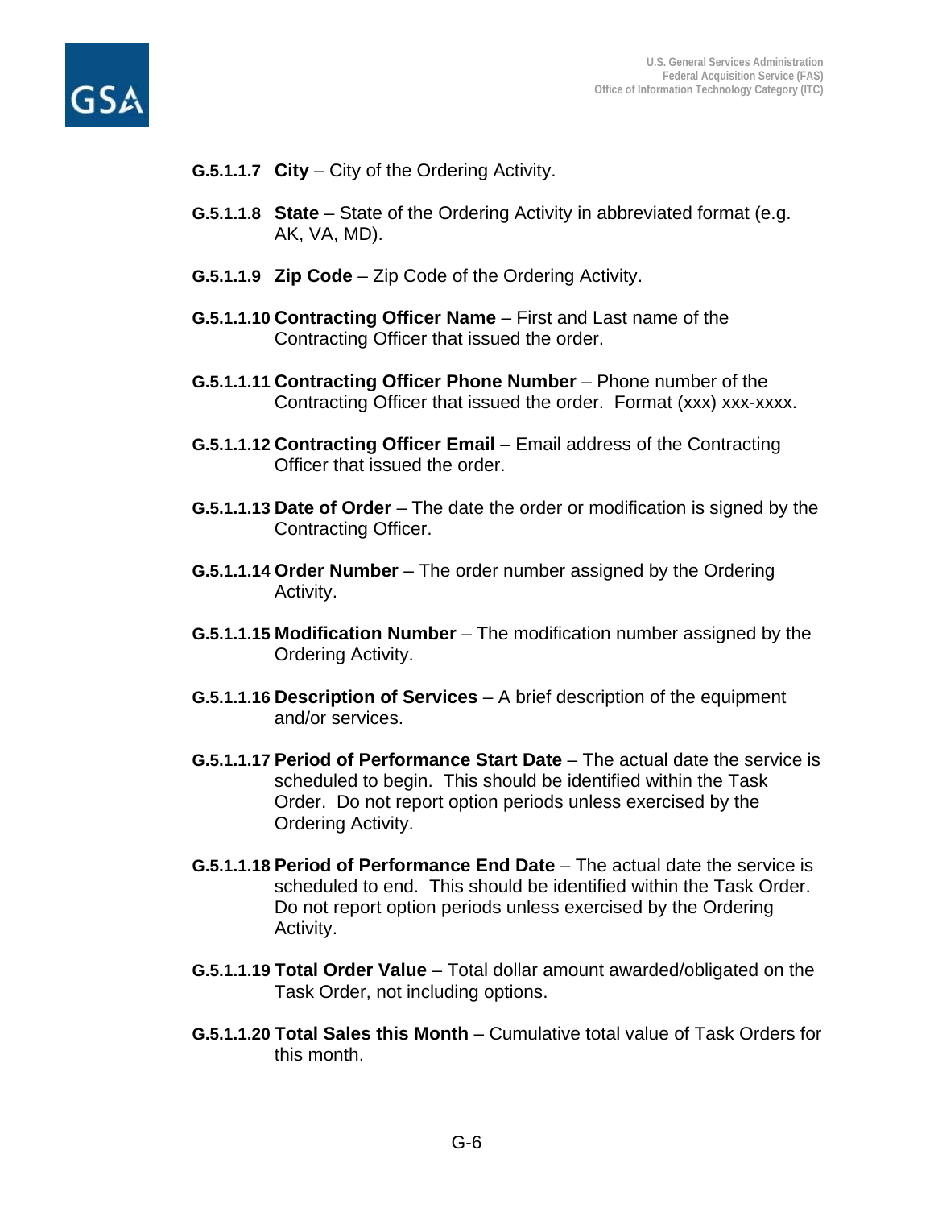**G.5.1.1.7** **City** – City of the Ordering Activity.

**G.5.1.1.8** **State** – State of the Ordering Activity in abbreviated format (e.g. AK, VA, MD).

**G.5.1.1.9** **Zip Code** – Zip Code of the Ordering Activity.

**G.5.1.1.10** **Contracting Officer Name** – First and Last name of the Contracting Officer that issued the order.

**G.5.1.1.11** **Contracting Officer Phone Number** – Phone number of the Contracting Officer that issued the order. Format (xxx) xxx-xxxx.

**G.5.1.1.12** **Contracting Officer Email** – Email address of the Contracting Officer that issued the order.

**G.5.1.1.13** **Date of Order** – The date the order or modification is signed by the Contracting Officer.

**G.5.1.1.14** **Order Number** – The order number assigned by the Ordering Activity.

**G.5.1.1.15** **Modification Number** – The modification number assigned by the Ordering Activity.

**G.5.1.1.16** **Description of Services** – A brief description of the equipment and/or services.

**G.5.1.1.17** **Period of Performance Start Date** – The actual date the service is scheduled to begin. This should be identified within the Task Order. Do not report option periods unless exercised by the Ordering Activity.

**G.5.1.1.18** **Period of Performance End Date** – The actual date the service is scheduled to end. This should be identified within the Task Order. Do not report option periods unless exercised by the Ordering Activity.

**G.5.1.1.19** **Total Order Value** – Total dollar amount awarded/obligated on the Task Order, not including options.

**G.5.1.1.20** **Total Sales this Month** – Cumulative total value of Task Orders for this month.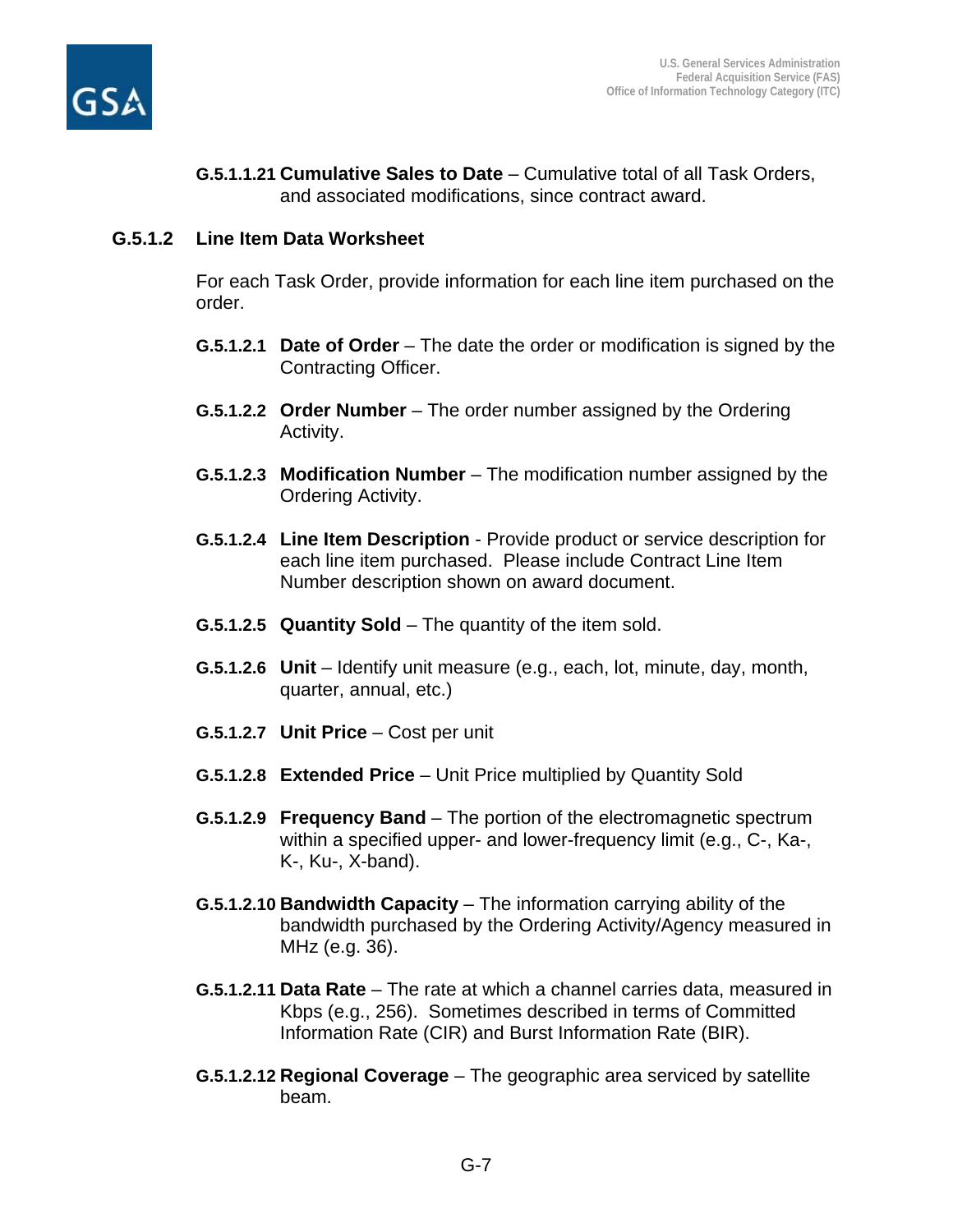**G.5.1.1.21 Cumulative Sales to Date** – Cumulative total of all Task Orders, and associated modifications, since contract award.

### G.5.1.2 Line Item Data Worksheet

For each Task Order, provide information for each line item purchased on the order.

**G.5.1.2.1 Date of Order** – The date the order or modification is signed by the Contracting Officer.

**G.5.1.2.2 Order Number** – The order number assigned by the Ordering Activity.

**G.5.1.2.3 Modification Number** – The modification number assigned by the Ordering Activity.

**G.5.1.2.4 Line Item Description** - Provide product or service description for each line item purchased. Please include Contract Line Item Number description shown on award document.

**G.5.1.2.5 Quantity Sold** – The quantity of the item sold.

**G.5.1.2.6 Unit** – Identify unit measure (e.g., each, lot, minute, day, month, quarter, annual, etc.)

**G.5.1.2.7 Unit Price** – Cost per unit

**G.5.1.2.8 Extended Price** – Unit Price multiplied by Quantity Sold

**G.5.1.2.9 Frequency Band** – The portion of the electromagnetic spectrum within a specified upper- and lower-frequency limit (e.g., C-, Ka-, K-, Ku-, X-band).

**G.5.1.2.10 Bandwidth Capacity** – The information carrying ability of the bandwidth purchased by the Ordering Activity/Agency measured in MHz (e.g. 36).

**G.5.1.2.11 Data Rate** – The rate at which a channel carries data, measured in Kbps (e.g., 256). Sometimes described in terms of Committed Information Rate (CIR) and Burst Information Rate (BIR).

**G.5.1.2.12 Regional Coverage** – The geographic area serviced by satellite beam.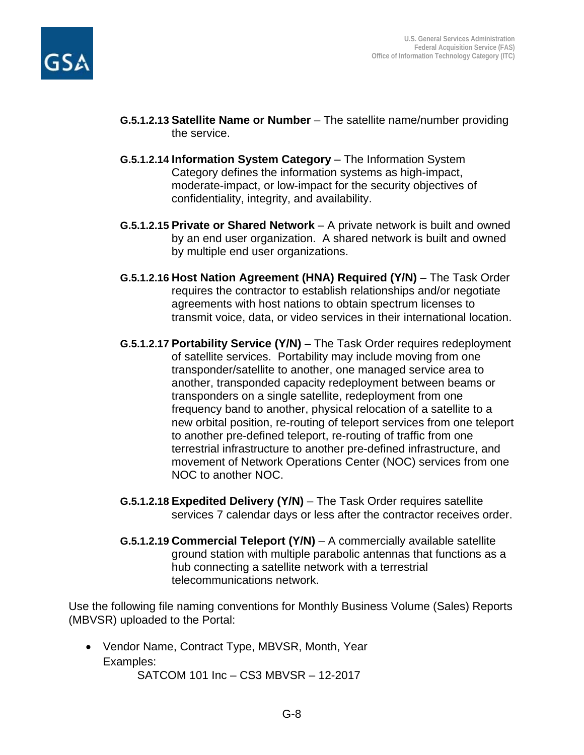**G.5.1.2.13 Satellite Name or Number** – The satellite name/number providing the service.

**G.5.1.2.14 Information System Category** – The Information System Category defines the information systems as high-impact, moderate-impact, or low-impact for the security objectives of confidentiality, integrity, and availability.

**G.5.1.2.15 Private or Shared Network** – A private network is built and owned by an end user organization. A shared network is built and owned by multiple end user organizations.

**G.5.1.2.16 Host Nation Agreement (HNA) Required (Y/N)** – The Task Order requires the contractor to establish relationships and/or negotiate agreements with host nations to obtain spectrum licenses to transmit voice, data, or video services in their international location.

**G.5.1.2.17 Portability Service (Y/N)** – The Task Order requires redeployment of satellite services. Portability may include moving from one transponder/satellite to another, one managed service area to another, transponded capacity redeployment between beams or transponders on a single satellite, redeployment from one frequency band to another, physical relocation of a satellite to a new orbital position, re-routing of teleport services from one teleport to another pre-defined teleport, re-routing of traffic from one terrestrial infrastructure to another pre-defined infrastructure, and movement of Network Operations Center (NOC) services from one NOC to another NOC.

**G.5.1.2.18 Expedited Delivery (Y/N)** – The Task Order requires satellite services 7 calendar days or less after the contractor receives order.

**G.5.1.2.19 Commercial Teleport (Y/N)** – A commercially available satellite ground station with multiple parabolic antennas that functions as a hub connecting a satellite network with a terrestrial telecommunications network.

Use the following file naming conventions for Monthly Business Volume (Sales) Reports (MBVSR) uploaded to the Portal:

- Vendor Name, Contract Type, MBVSR, Month, Year
  Examples:
  SATCOM 101 Inc – CS3 MBVSR – 12-2017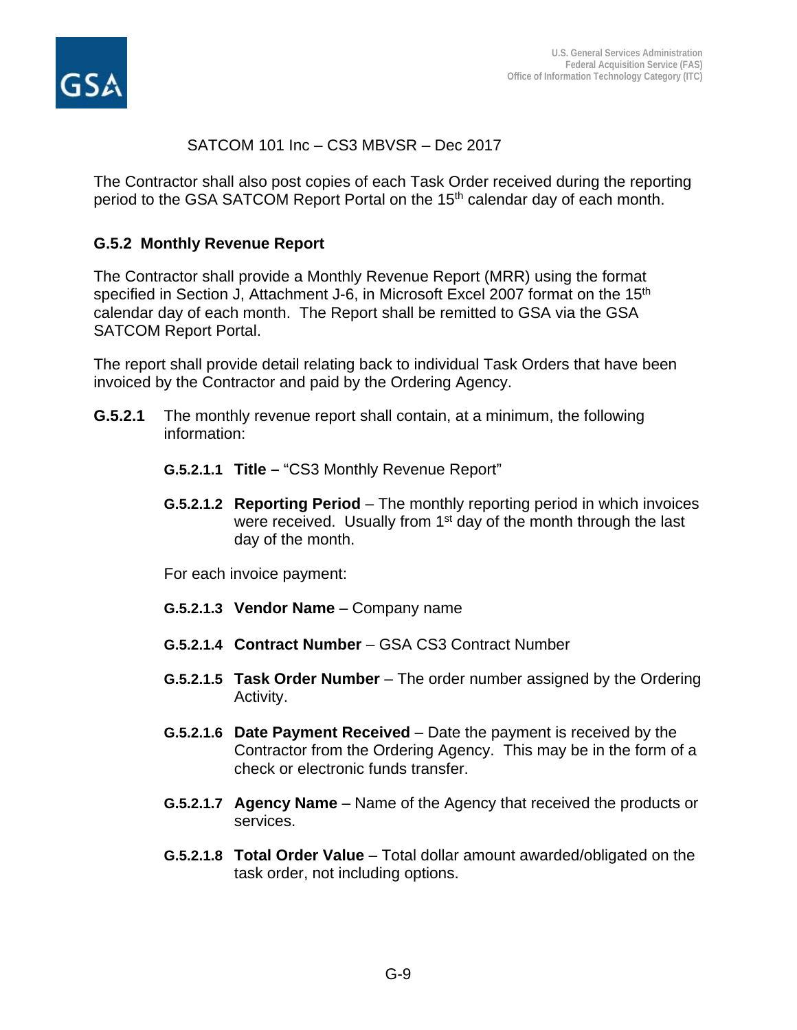SATCOM 101 Inc – CS3 MBVSR – Dec 2017

The Contractor shall also post copies of each Task Order received during the reporting period to the GSA SATCOM Report Portal on the 15th calendar day of each month.

### G.5.2 Monthly Revenue Report

The Contractor shall provide a Monthly Revenue Report (MRR) using the format specified in Section J, Attachment J-6, in Microsoft Excel 2007 format on the 15th calendar day of each month. The Report shall be remitted to GSA via the GSA SATCOM Report Portal.

The report shall provide detail relating back to individual Task Orders that have been invoiced by the Contractor and paid by the Ordering Agency.

**G.5.2.1** The monthly revenue report shall contain, at a minimum, the following information:

**G.5.2.1.1** **Title –** "CS3 Monthly Revenue Report"

**G.5.2.1.2** **Reporting Period** – The monthly reporting period in which invoices were received. Usually from 1st day of the month through the last day of the month.

For each invoice payment:

**G.5.2.1.3** **Vendor Name** – Company name

**G.5.2.1.4** **Contract Number** – GSA CS3 Contract Number

**G.5.2.1.5** **Task Order Number** – The order number assigned by the Ordering Activity.

**G.5.2.1.6** **Date Payment Received** – Date the payment is received by the Contractor from the Ordering Agency. This may be in the form of a check or electronic funds transfer.

**G.5.2.1.7** **Agency Name** – Name of the Agency that received the products or services.

**G.5.2.1.8** **Total Order Value** – Total dollar amount awarded/obligated on the task order, not including options.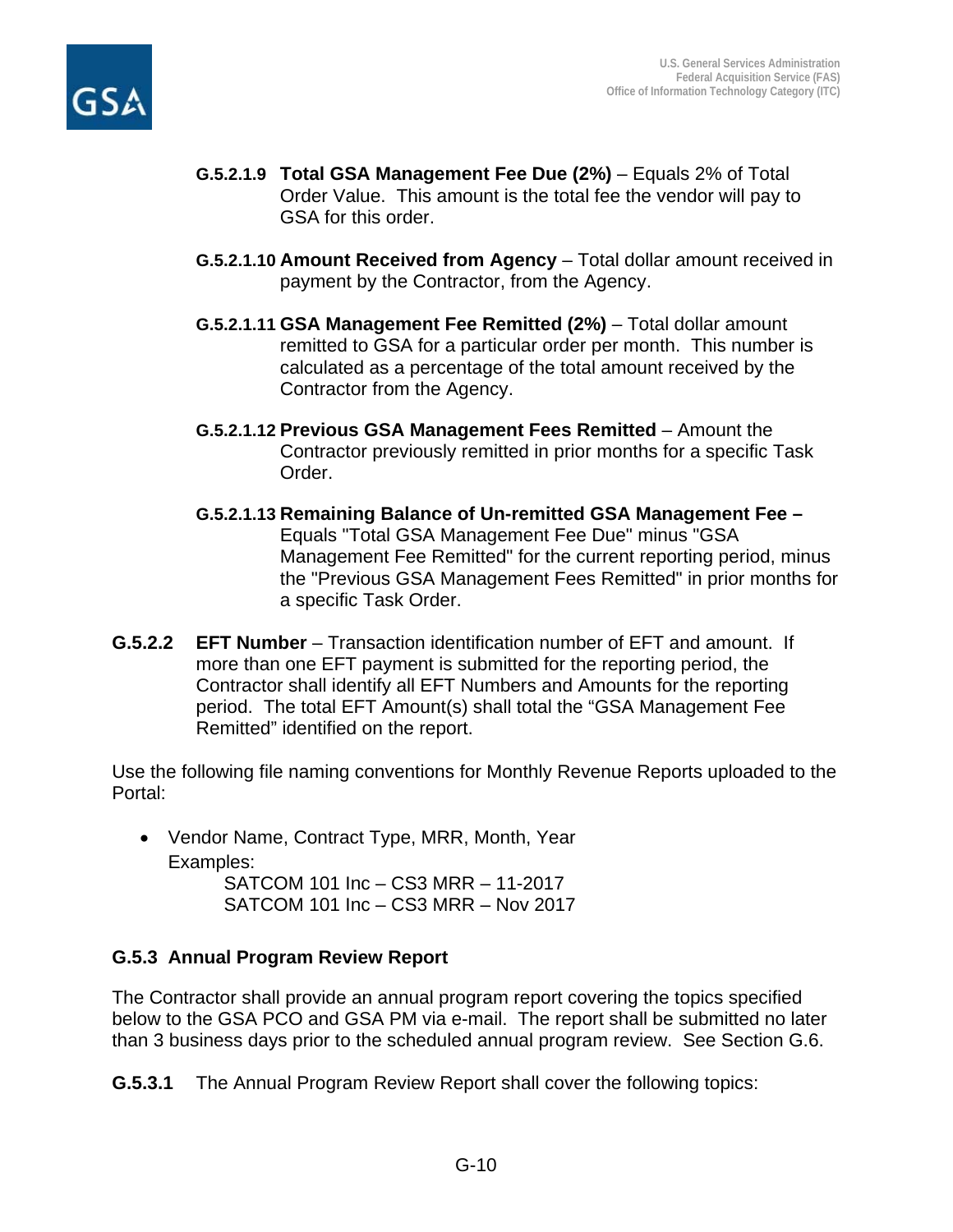**G.5.2.1.9 Total GSA Management Fee Due (2%)** – Equals 2% of Total Order Value. This amount is the total fee the vendor will pay to GSA for this order.

**G.5.2.1.10 Amount Received from Agency** – Total dollar amount received in payment by the Contractor, from the Agency.

**G.5.2.1.11 GSA Management Fee Remitted (2%)** – Total dollar amount remitted to GSA for a particular order per month. This number is calculated as a percentage of the total amount received by the Contractor from the Agency.

**G.5.2.1.12 Previous GSA Management Fees Remitted** – Amount the Contractor previously remitted in prior months for a specific Task Order.

**G.5.2.1.13 Remaining Balance of Un-remitted GSA Management Fee –** Equals "Total GSA Management Fee Due" minus "GSA Management Fee Remitted" for the current reporting period, minus the "Previous GSA Management Fees Remitted" in prior months for a specific Task Order.

**G.5.2.2 EFT Number** – Transaction identification number of EFT and amount. If more than one EFT payment is submitted for the reporting period, the Contractor shall identify all EFT Numbers and Amounts for the reporting period. The total EFT Amount(s) shall total the "GSA Management Fee Remitted" identified on the report.

Use the following file naming conventions for Monthly Revenue Reports uploaded to the Portal:

- Vendor Name, Contract Type, MRR, Month, Year
  
  Examples:
  
  SATCOM 101 Inc – CS3 MRR – 11-2017
  
  SATCOM 101 Inc – CS3 MRR – Nov 2017

### G.5.3 Annual Program Review Report

The Contractor shall provide an annual program report covering the topics specified below to the GSA PCO and GSA PM via e-mail. The report shall be submitted no later than 3 business days prior to the scheduled annual program review. See Section G.6.

**G.5.3.1** The Annual Program Review Report shall cover the following topics: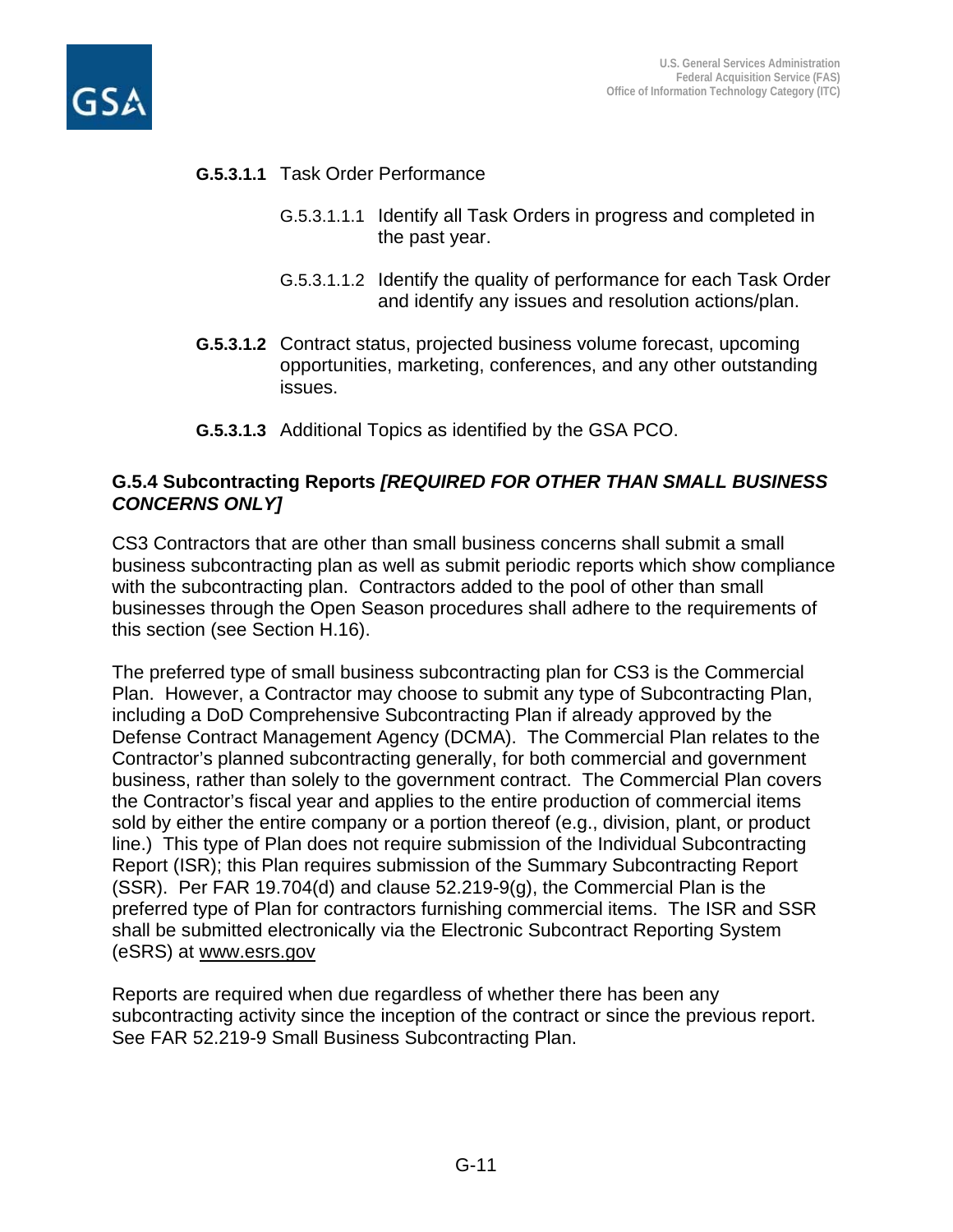**G.5.3.1.1** Task Order Performance

G.5.3.1.1.1 Identify all Task Orders in progress and completed in the past year.

G.5.3.1.1.2 Identify the quality of performance for each Task Order and identify any issues and resolution actions/plan.

**G.5.3.1.2** Contract status, projected business volume forecast, upcoming opportunities, marketing, conferences, and any other outstanding issues.

**G.5.3.1.3** Additional Topics as identified by the GSA PCO.

## G.5.4 Subcontracting Reports *[REQUIRED FOR OTHER THAN SMALL BUSINESS CONCERNS ONLY]*

CS3 Contractors that are other than small business concerns shall submit a small business subcontracting plan as well as submit periodic reports which show compliance with the subcontracting plan. Contractors added to the pool of other than small businesses through the Open Season procedures shall adhere to the requirements of this section (see Section H.16).

The preferred type of small business subcontracting plan for CS3 is the Commercial Plan. However, a Contractor may choose to submit any type of Subcontracting Plan, including a DoD Comprehensive Subcontracting Plan if already approved by the Defense Contract Management Agency (DCMA). The Commercial Plan relates to the Contractor's planned subcontracting generally, for both commercial and government business, rather than solely to the government contract. The Commercial Plan covers the Contractor's fiscal year and applies to the entire production of commercial items sold by either the entire company or a portion thereof (e.g., division, plant, or product line.) This type of Plan does not require submission of the Individual Subcontracting Report (ISR); this Plan requires submission of the Summary Subcontracting Report (SSR). Per FAR 19.704(d) and clause 52.219-9(g), the Commercial Plan is the preferred type of Plan for contractors furnishing commercial items. The ISR and SSR shall be submitted electronically via the Electronic Subcontract Reporting System (eSRS) at www.esrs.gov

Reports are required when due regardless of whether there has been any subcontracting activity since the inception of the contract or since the previous report. See FAR 52.219-9 Small Business Subcontracting Plan.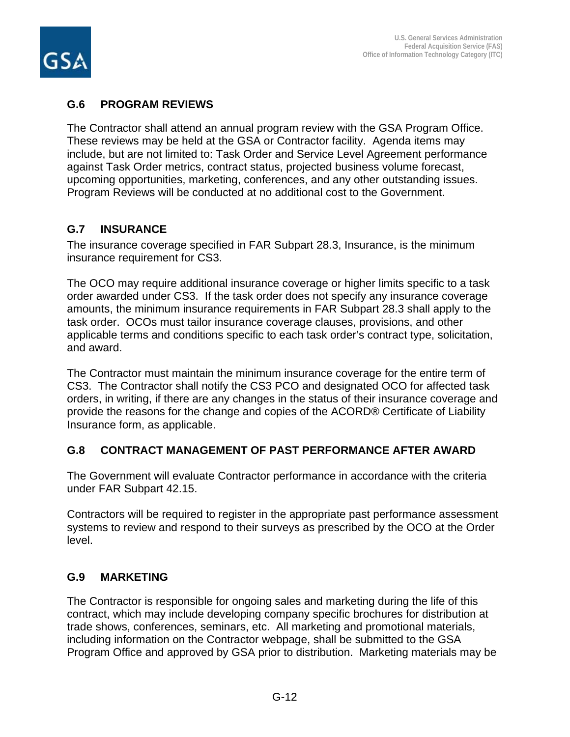## G.6 PROGRAM REVIEWS

The Contractor shall attend an annual program review with the GSA Program Office. These reviews may be held at the GSA or Contractor facility. Agenda items may include, but are not limited to: Task Order and Service Level Agreement performance against Task Order metrics, contract status, projected business volume forecast, upcoming opportunities, marketing, conferences, and any other outstanding issues. Program Reviews will be conducted at no additional cost to the Government.

## G.7 INSURANCE

The insurance coverage specified in FAR Subpart 28.3, Insurance, is the minimum insurance requirement for CS3.

The OCO may require additional insurance coverage or higher limits specific to a task order awarded under CS3. If the task order does not specify any insurance coverage amounts, the minimum insurance requirements in FAR Subpart 28.3 shall apply to the task order. OCOs must tailor insurance coverage clauses, provisions, and other applicable terms and conditions specific to each task order's contract type, solicitation, and award.

The Contractor must maintain the minimum insurance coverage for the entire term of CS3. The Contractor shall notify the CS3 PCO and designated OCO for affected task orders, in writing, if there are any changes in the status of their insurance coverage and provide the reasons for the change and copies of the ACORD® Certificate of Liability Insurance form, as applicable.

## G.8 CONTRACT MANAGEMENT OF PAST PERFORMANCE AFTER AWARD

The Government will evaluate Contractor performance in accordance with the criteria under FAR Subpart 42.15.

Contractors will be required to register in the appropriate past performance assessment systems to review and respond to their surveys as prescribed by the OCO at the Order level.

## G.9 MARKETING

The Contractor is responsible for ongoing sales and marketing during the life of this contract, which may include developing company specific brochures for distribution at trade shows, conferences, seminars, etc. All marketing and promotional materials, including information on the Contractor webpage, shall be submitted to the GSA Program Office and approved by GSA prior to distribution. Marketing materials may be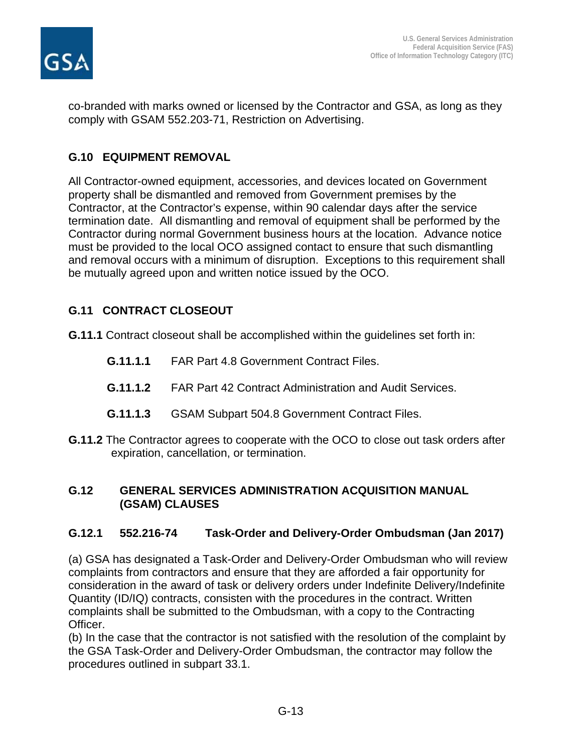co-branded with marks owned or licensed by the Contractor and GSA, as long as they comply with GSAM 552.203-71, Restriction on Advertising.

## G.10 EQUIPMENT REMOVAL

All Contractor-owned equipment, accessories, and devices located on Government property shall be dismantled and removed from Government premises by the Contractor, at the Contractor's expense, within 90 calendar days after the service termination date. All dismantling and removal of equipment shall be performed by the Contractor during normal Government business hours at the location. Advance notice must be provided to the local OCO assigned contact to ensure that such dismantling and removal occurs with a minimum of disruption. Exceptions to this requirement shall be mutually agreed upon and written notice issued by the OCO.

## G.11 CONTRACT CLOSEOUT

**G.11.1** Contract closeout shall be accomplished within the guidelines set forth in:

- **G.11.1.1** FAR Part 4.8 Government Contract Files.
- **G.11.1.2** FAR Part 42 Contract Administration and Audit Services.
- **G.11.1.3** GSAM Subpart 504.8 Government Contract Files.

**G.11.2** The Contractor agrees to cooperate with the OCO to close out task orders after expiration, cancellation, or termination.

## G.12 GENERAL SERVICES ADMINISTRATION ACQUISITION MANUAL (GSAM) CLAUSES

### G.12.1 552.216-74 Task-Order and Delivery-Order Ombudsman (Jan 2017)

(a) GSA has designated a Task-Order and Delivery-Order Ombudsman who will review complaints from contractors and ensure that they are afforded a fair opportunity for consideration in the award of task or delivery orders under Indefinite Delivery/Indefinite Quantity (ID/IQ) contracts, consisten with the procedures in the contract. Written complaints shall be submitted to the Ombudsman, with a copy to the Contracting Officer.

(b) In the case that the contractor is not satisfied with the resolution of the complaint by the GSA Task-Order and Delivery-Order Ombudsman, the contractor may follow the procedures outlined in subpart 33.1.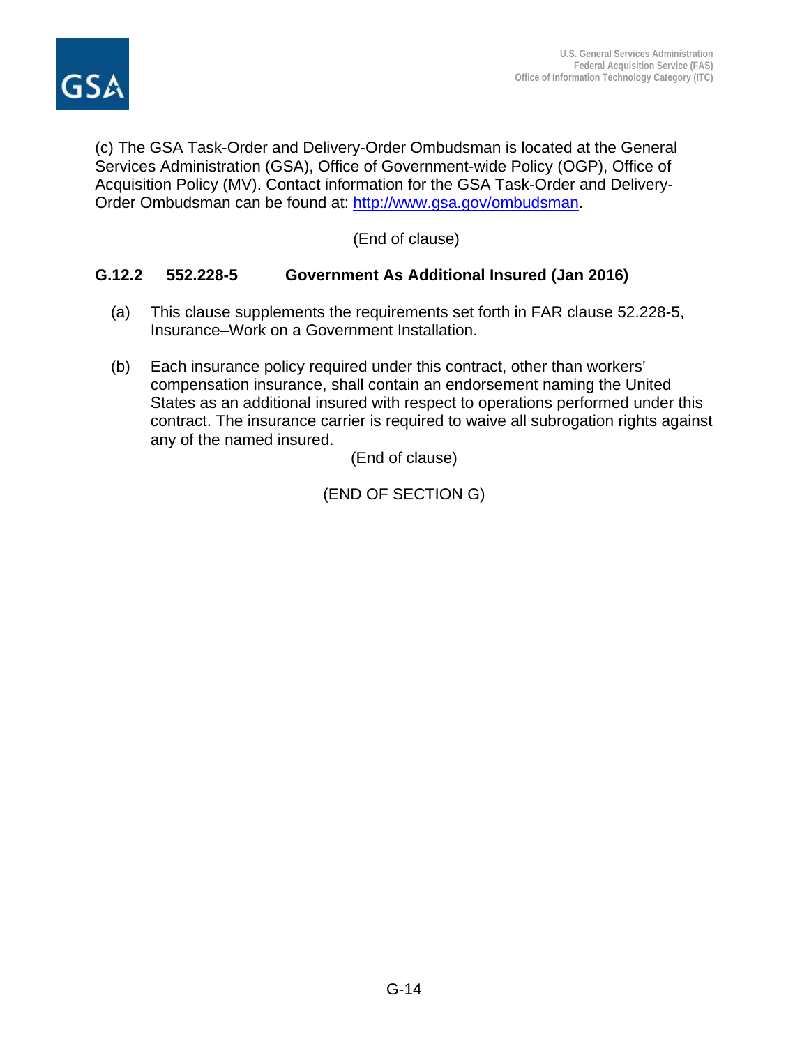(c) The GSA Task-Order and Delivery-Order Ombudsman is located at the General Services Administration (GSA), Office of Government-wide Policy (OGP), Office of Acquisition Policy (MV). Contact information for the GSA Task-Order and Delivery-Order Ombudsman can be found at: [http://www.gsa.gov/ombudsman](http://www.gsa.gov/ombudsman).

(End of clause)

### G.12.2 552.228-5 Government As Additional Insured (Jan 2016)

(a) This clause supplements the requirements set forth in FAR clause 52.228-5, Insurance–Work on a Government Installation.

(b) Each insurance policy required under this contract, other than workers' compensation insurance, shall contain an endorsement naming the United States as an additional insured with respect to operations performed under this contract. The insurance carrier is required to waive all subrogation rights against any of the named insured.

(End of clause)

(END OF SECTION G)